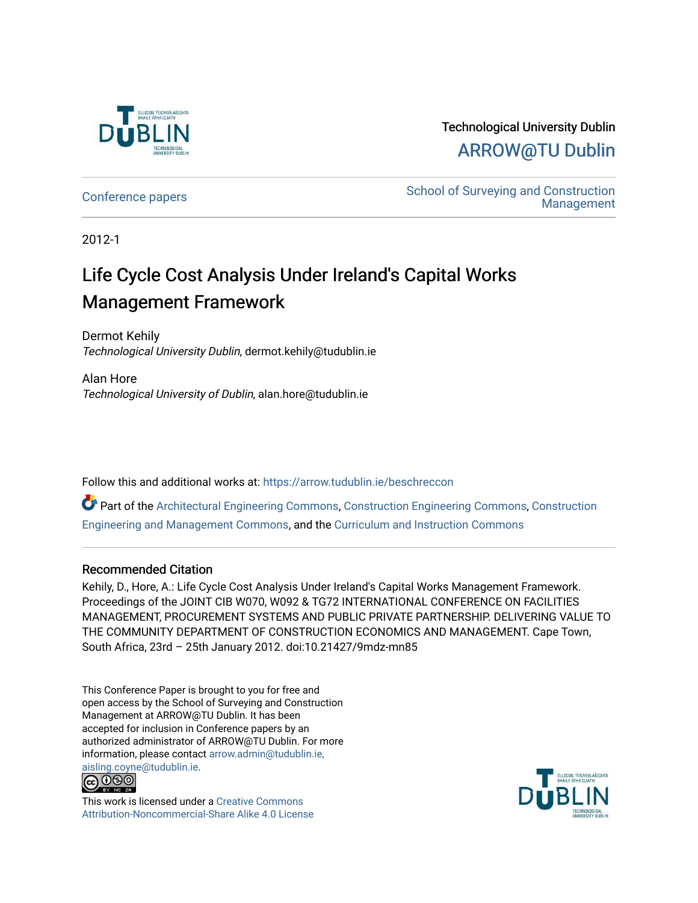Technological University Dublin

ARROW@TU Dublin

Conference papers | School of Surveying and Construction Management

2012-1

# Life Cycle Cost Analysis Under Ireland's Capital Works Management Framework

Dermot Kehily
*Technological University Dublin*, dermot.kehily@tudublin.ie

Alan Hore
*Technological University of Dublin*, alan.hore@tudublin.ie

Follow this and additional works at: https://arrow.tudublin.ie/beschreccon

Part of the Architectural Engineering Commons, Construction Engineering Commons, Construction Engineering and Management Commons, and the Curriculum and Instruction Commons

## Recommended Citation

Kehily, D., Hore, A.: Life Cycle Cost Analysis Under Ireland's Capital Works Management Framework. Proceedings of the JOINT CIB W070, W092 & TG72 INTERNATIONAL CONFERENCE ON FACILITIES MANAGEMENT, PROCUREMENT SYSTEMS AND PUBLIC PRIVATE PARTNERSHIP. DELIVERING VALUE TO THE COMMUNITY DEPARTMENT OF CONSTRUCTION ECONOMICS AND MANAGEMENT. Cape Town, South Africa, 23rd – 25th January 2012. doi:10.21427/9mdz-mn85

This Conference Paper is brought to you for free and open access by the School of Surveying and Construction Management at ARROW@TU Dublin. It has been accepted for inclusion in Conference papers by an authorized administrator of ARROW@TU Dublin. For more information, please contact arrow.admin@tudublin.ie, aisling.coyne@tudublin.ie.

This work is licensed under a Creative Commons Attribution-Noncommercial-Share Alike 4.0 License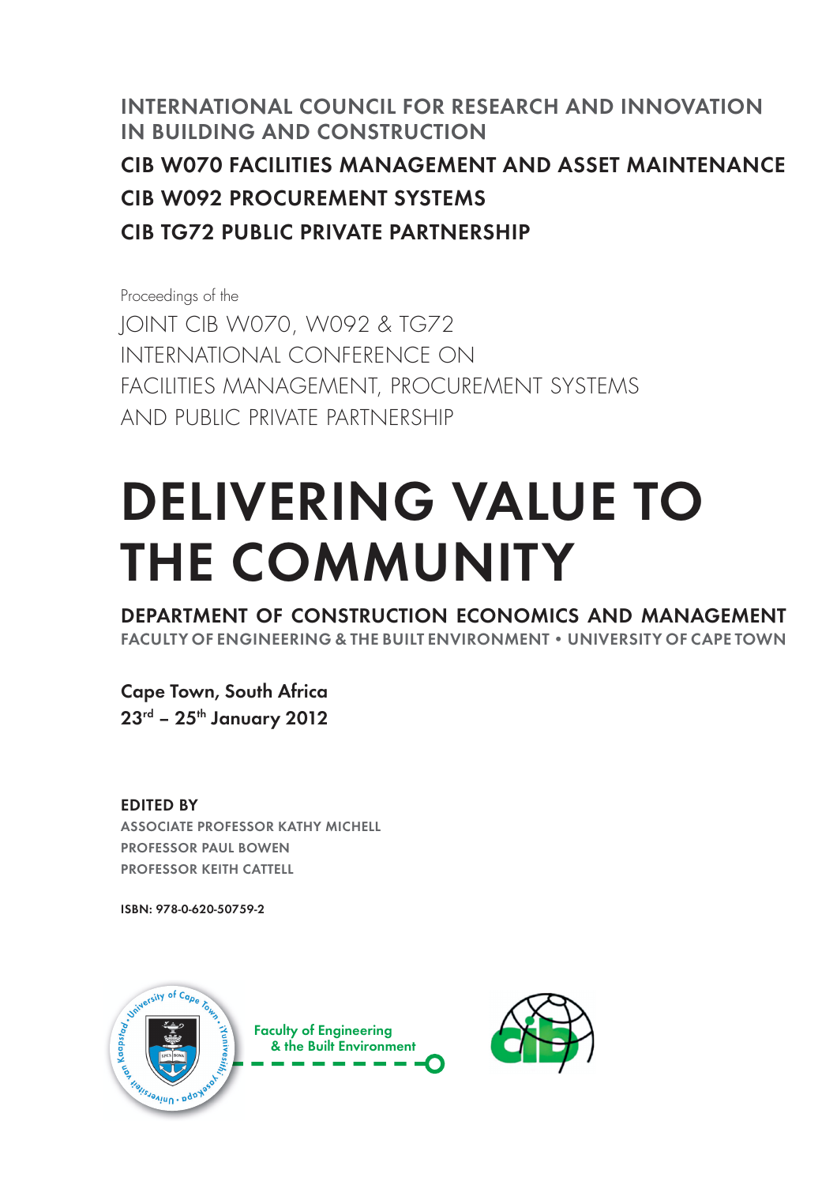INTERNATIONAL COUNCIL FOR RESEARCH AND INNOVATION IN BUILDING AND CONSTRUCTION

CIB W070 FACILITIES MANAGEMENT AND ASSET MAINTENANCE

CIB W092 PROCUREMENT SYSTEMS

CIB TG72 PUBLIC PRIVATE PARTNERSHIP

Proceedings of the

JOINT CIB W070, W092 & TG72 INTERNATIONAL CONFERENCE ON FACILITIES MANAGEMENT, PROCUREMENT SYSTEMS AND PUBLIC PRIVATE PARTNERSHIP

# DELIVERING VALUE TO THE COMMUNITY

DEPARTMENT OF CONSTRUCTION ECONOMICS AND MANAGEMENT

FACULTY OF ENGINEERING & THE BUILT ENVIRONMENT • UNIVERSITY OF CAPE TOWN

Cape Town, South Africa

23rd – 25th January 2012

**EDITED BY**

ASSOCIATE PROFESSOR KATHY MICHELL

PROFESSOR PAUL BOWEN

PROFESSOR KEITH CATTELL

ISBN: 978-0-620-50759-2

Faculty of Engineering & the Built Environment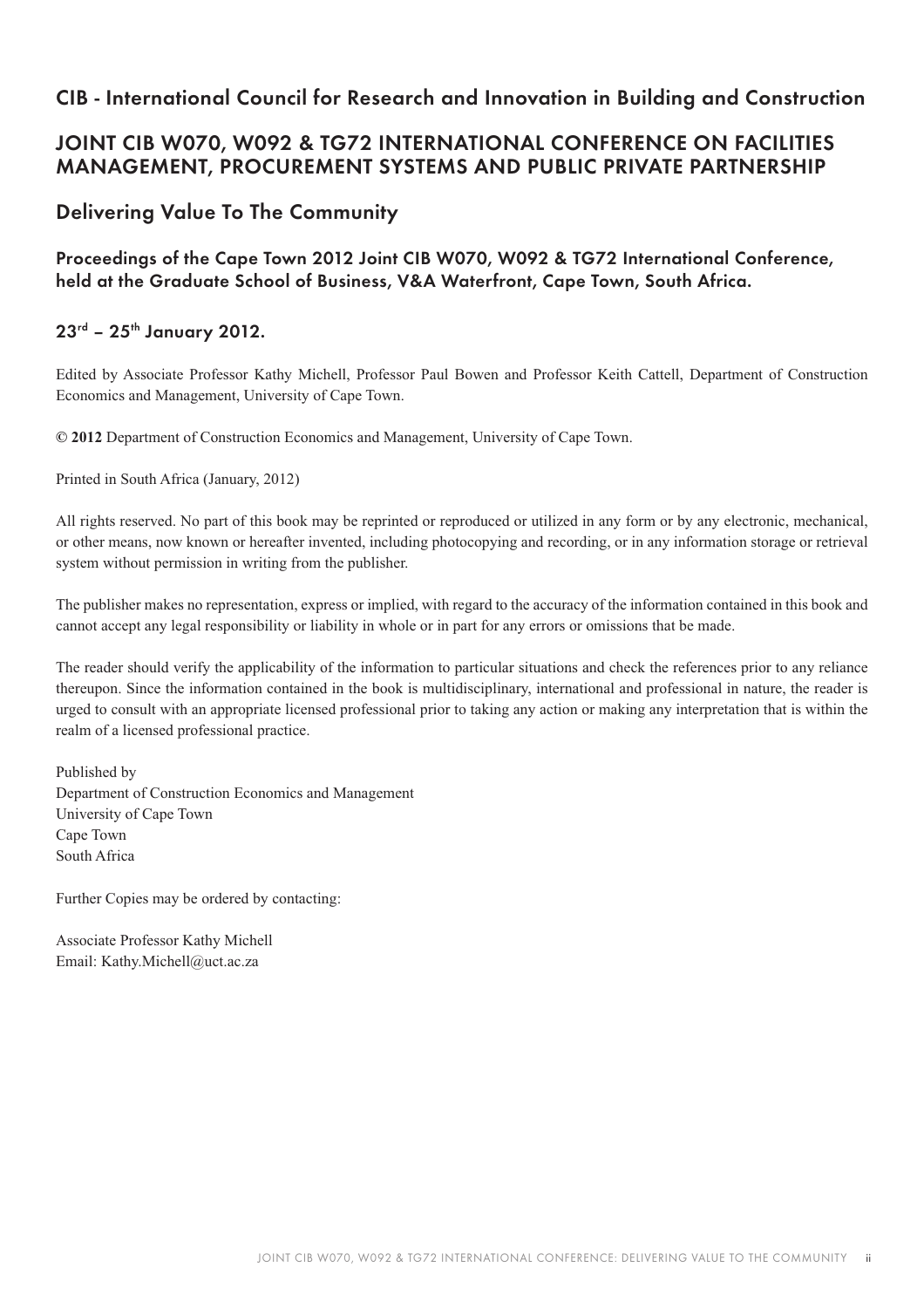# CIB - International Council for Research and Innovation in Building and Construction

## JOINT CIB W070, W092 & TG72 INTERNATIONAL CONFERENCE ON FACILITIES MANAGEMENT, PROCUREMENT SYSTEMS AND PUBLIC PRIVATE PARTNERSHIP

## Delivering Value To The Community

### Proceedings of the Cape Town 2012 Joint CIB W070, W092 & TG72 International Conference, held at the Graduate School of Business, V&A Waterfront, Cape Town, South Africa.

### 23rd – 25th January 2012.

Edited by Associate Professor Kathy Michell, Professor Paul Bowen and Professor Keith Cattell, Department of Construction Economics and Management, University of Cape Town.

**© 2012** Department of Construction Economics and Management, University of Cape Town.

Printed in South Africa (January, 2012)

All rights reserved. No part of this book may be reprinted or reproduced or utilized in any form or by any electronic, mechanical, or other means, now known or hereafter invented, including photocopying and recording, or in any information storage or retrieval system without permission in writing from the publisher.

The publisher makes no representation, express or implied, with regard to the accuracy of the information contained in this book and cannot accept any legal responsibility or liability in whole or in part for any errors or omissions that be made.

The reader should verify the applicability of the information to particular situations and check the references prior to any reliance thereupon. Since the information contained in the book is multidisciplinary, international and professional in nature, the reader is urged to consult with an appropriate licensed professional prior to taking any action or making any interpretation that is within the realm of a licensed professional practice.

Published by  
Department of Construction Economics and Management  
University of Cape Town  
Cape Town  
South Africa

Further Copies may be ordered by contacting:

Associate Professor Kathy Michell  
Email: Kathy.Michell@uct.ac.za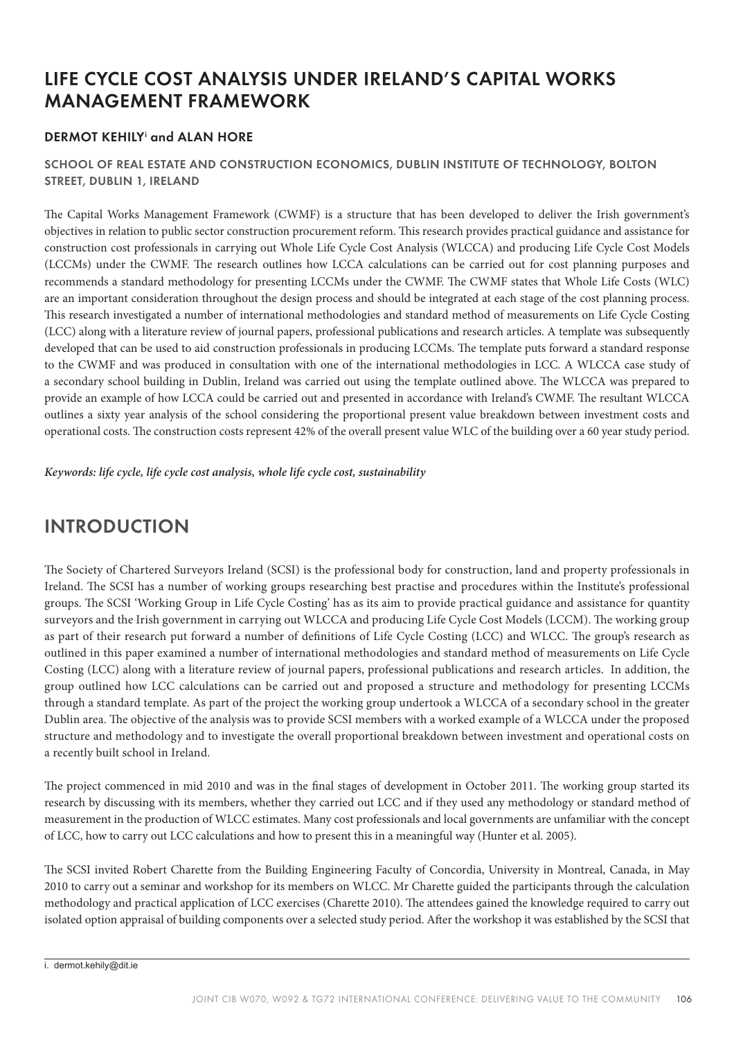# LIFE CYCLE COST ANALYSIS UNDER IRELAND'S CAPITAL WORKS MANAGEMENT FRAMEWORK

**DERMOT KEHILY[i] and ALAN HORE**

SCHOOL OF REAL ESTATE AND CONSTRUCTION ECONOMICS, DUBLIN INSTITUTE OF TECHNOLOGY, BOLTON STREET, DUBLIN 1, IRELAND

The Capital Works Management Framework (CWMF) is a structure that has been developed to deliver the Irish government's objectives in relation to public sector construction procurement reform. This research provides practical guidance and assistance for construction cost professionals in carrying out Whole Life Cycle Cost Analysis (WLCCA) and producing Life Cycle Cost Models (LCCMs) under the CWMF. The research outlines how LCCA calculations can be carried out for cost planning purposes and recommends a standard methodology for presenting LCCMs under the CWMF. The CWMF states that Whole Life Costs (WLC) are an important consideration throughout the design process and should be integrated at each stage of the cost planning process. This research investigated a number of international methodologies and standard method of measurements on Life Cycle Costing (LCC) along with a literature review of journal papers, professional publications and research articles. A template was subsequently developed that can be used to aid construction professionals in producing LCCMs. The template puts forward a standard response to the CWMF and was produced in consultation with one of the international methodologies in LCC. A WLCCA case study of a secondary school building in Dublin, Ireland was carried out using the template outlined above. The WLCCA was prepared to provide an example of how LCCA could be carried out and presented in accordance with Ireland's CWMF. The resultant WLCCA outlines a sixty year analysis of the school considering the proportional present value breakdown between investment costs and operational costs. The construction costs represent 42% of the overall present value WLC of the building over a 60 year study period.

***Keywords: life cycle, life cycle cost analysis, whole life cycle cost, sustainability***

## INTRODUCTION

The Society of Chartered Surveyors Ireland (SCSI) is the professional body for construction, land and property professionals in Ireland. The SCSI has a number of working groups researching best practise and procedures within the Institute's professional groups. The SCSI 'Working Group in Life Cycle Costing' has as its aim to provide practical guidance and assistance for quantity surveyors and the Irish government in carrying out WLCCA and producing Life Cycle Cost Models (LCCM). The working group as part of their research put forward a number of definitions of Life Cycle Costing (LCC) and WLCC. The group's research as outlined in this paper examined a number of international methodologies and standard method of measurements on Life Cycle Costing (LCC) along with a literature review of journal papers, professional publications and research articles. In addition, the group outlined how LCC calculations can be carried out and proposed a structure and methodology for presenting LCCMs through a standard template. As part of the project the working group undertook a WLCCA of a secondary school in the greater Dublin area. The objective of the analysis was to provide SCSI members with a worked example of a WLCCA under the proposed structure and methodology and to investigate the overall proportional breakdown between investment and operational costs on a recently built school in Ireland.

The project commenced in mid 2010 and was in the final stages of development in October 2011. The working group started its research by discussing with its members, whether they carried out LCC and if they used any methodology or standard method of measurement in the production of WLCC estimates. Many cost professionals and local governments are unfamiliar with the concept of LCC, how to carry out LCC calculations and how to present this in a meaningful way (Hunter et al. 2005).

The SCSI invited Robert Charette from the Building Engineering Faculty of Concordia, University in Montreal, Canada, in May 2010 to carry out a seminar and workshop for its members on WLCC. Mr Charette guided the participants through the calculation methodology and practical application of LCC exercises (Charette 2010). The attendees gained the knowledge required to carry out isolated option appraisal of building components over a selected study period. After the workshop it was established by the SCSI that

i. dermot.kehily@dit.ie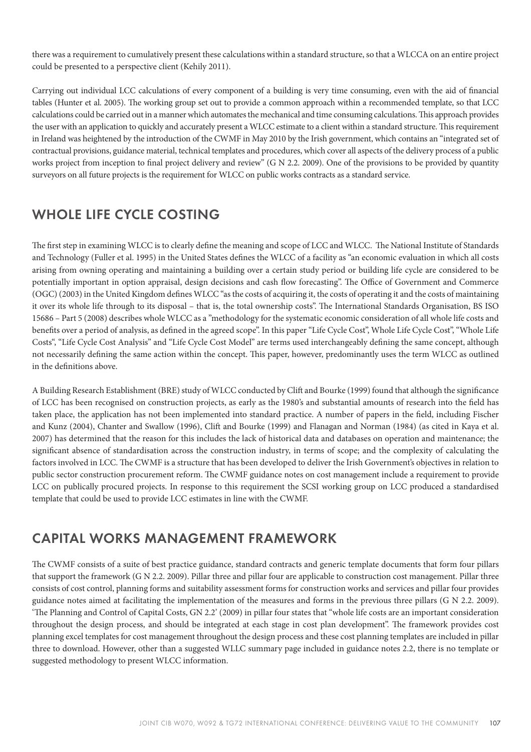there was a requirement to cumulatively present these calculations within a standard structure, so that a WLCCA on an entire project could be presented to a perspective client (Kehily 2011).

Carrying out individual LCC calculations of every component of a building is very time consuming, even with the aid of financial tables (Hunter et al. 2005). The working group set out to provide a common approach within a recommended template, so that LCC calculations could be carried out in a manner which automates the mechanical and time consuming calculations. This approach provides the user with an application to quickly and accurately present a WLCC estimate to a client within a standard structure. This requirement in Ireland was heightened by the introduction of the CWMF in May 2010 by the Irish government, which contains an "integrated set of contractual provisions, guidance material, technical templates and procedures, which cover all aspects of the delivery process of a public works project from inception to final project delivery and review" (G N 2.2. 2009). One of the provisions to be provided by quantity surveyors on all future projects is the requirement for WLCC on public works contracts as a standard service.

## WHOLE LIFE CYCLE COSTING

The first step in examining WLCC is to clearly define the meaning and scope of LCC and WLCC. The National Institute of Standards and Technology (Fuller et al. 1995) in the United States defines the WLCC of a facility as "an economic evaluation in which all costs arising from owning operating and maintaining a building over a certain study period or building life cycle are considered to be potentially important in option appraisal, design decisions and cash flow forecasting". The Office of Government and Commerce (OGC) (2003) in the United Kingdom defines WLCC "as the costs of acquiring it, the costs of operating it and the costs of maintaining it over its whole life through to its disposal – that is, the total ownership costs". The International Standards Organisation, BS ISO 15686 – Part 5 (2008) describes whole WLCC as a "methodology for the systematic economic consideration of all whole life costs and benefits over a period of analysis, as defined in the agreed scope". In this paper "Life Cycle Cost", Whole Life Cycle Cost", "Whole Life Costs", "Life Cycle Cost Analysis" and "Life Cycle Cost Model" are terms used interchangeably defining the same concept, although not necessarily defining the same action within the concept. This paper, however, predominantly uses the term WLCC as outlined in the definitions above.

A Building Research Establishment (BRE) study of WLCC conducted by Clift and Bourke (1999) found that although the significance of LCC has been recognised on construction projects, as early as the 1980's and substantial amounts of research into the field has taken place, the application has not been implemented into standard practice. A number of papers in the field, including Fischer and Kunz (2004), Chanter and Swallow (1996), Clift and Bourke (1999) and Flanagan and Norman (1984) (as cited in Kaya et al. 2007) has determined that the reason for this includes the lack of historical data and databases on operation and maintenance; the significant absence of standardisation across the construction industry, in terms of scope; and the complexity of calculating the factors involved in LCC. The CWMF is a structure that has been developed to deliver the Irish Government's objectives in relation to public sector construction procurement reform. The CWMF guidance notes on cost management include a requirement to provide LCC on publically procured projects. In response to this requirement the SCSI working group on LCC produced a standardised template that could be used to provide LCC estimates in line with the CWMF.

## CAPITAL WORKS MANAGEMENT FRAMEWORK

The CWMF consists of a suite of best practice guidance, standard contracts and generic template documents that form four pillars that support the framework (G N 2.2. 2009). Pillar three and pillar four are applicable to construction cost management. Pillar three consists of cost control, planning forms and suitability assessment forms for construction works and services and pillar four provides guidance notes aimed at facilitating the implementation of the measures and forms in the previous three pillars (G N 2.2. 2009). 'The Planning and Control of Capital Costs, GN 2.2' (2009) in pillar four states that "whole life costs are an important consideration throughout the design process, and should be integrated at each stage in cost plan development". The framework provides cost planning excel templates for cost management throughout the design process and these cost planning templates are included in pillar three to download. However, other than a suggested WLLC summary page included in guidance notes 2.2, there is no template or suggested methodology to present WLCC information.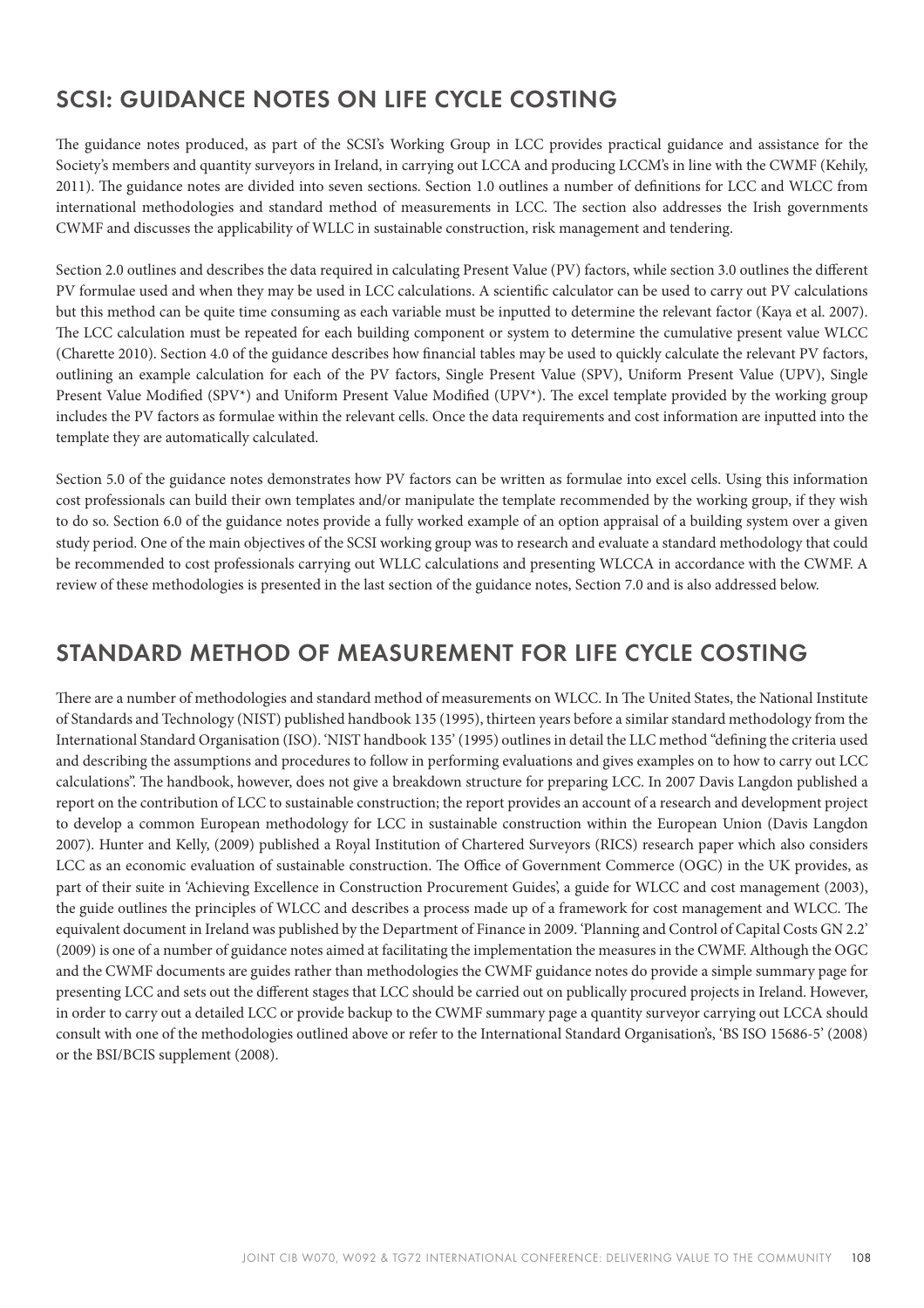## SCSI: GUIDANCE NOTES ON LIFE CYCLE COSTING

The guidance notes produced, as part of the SCSI's Working Group in LCC provides practical guidance and assistance for the Society's members and quantity surveyors in Ireland, in carrying out LCCA and producing LCCM's in line with the CWMF (Kehily, 2011). The guidance notes are divided into seven sections. Section 1.0 outlines a number of definitions for LCC and WLCC from international methodologies and standard method of measurements in LCC. The section also addresses the Irish governments CWMF and discusses the applicability of WLLC in sustainable construction, risk management and tendering.

Section 2.0 outlines and describes the data required in calculating Present Value (PV) factors, while section 3.0 outlines the different PV formulae used and when they may be used in LCC calculations. A scientific calculator can be used to carry out PV calculations but this method can be quite time consuming as each variable must be inputted to determine the relevant factor (Kaya et al. 2007). The LCC calculation must be repeated for each building component or system to determine the cumulative present value WLCC (Charette 2010). Section 4.0 of the guidance describes how financial tables may be used to quickly calculate the relevant PV factors, outlining an example calculation for each of the PV factors, Single Present Value (SPV), Uniform Present Value (UPV), Single Present Value Modified (SPV*) and Uniform Present Value Modified (UPV*). The excel template provided by the working group includes the PV factors as formulae within the relevant cells. Once the data requirements and cost information are inputted into the template they are automatically calculated.

Section 5.0 of the guidance notes demonstrates how PV factors can be written as formulae into excel cells. Using this information cost professionals can build their own templates and/or manipulate the template recommended by the working group, if they wish to do so. Section 6.0 of the guidance notes provide a fully worked example of an option appraisal of a building system over a given study period. One of the main objectives of the SCSI working group was to research and evaluate a standard methodology that could be recommended to cost professionals carrying out WLLC calculations and presenting WLCCA in accordance with the CWMF. A review of these methodologies is presented in the last section of the guidance notes, Section 7.0 and is also addressed below.

## STANDARD METHOD OF MEASUREMENT FOR LIFE CYCLE COSTING

There are a number of methodologies and standard method of measurements on WLCC. In The United States, the National Institute of Standards and Technology (NIST) published handbook 135 (1995), thirteen years before a similar standard methodology from the International Standard Organisation (ISO). 'NIST handbook 135' (1995) outlines in detail the LLC method "defining the criteria used and describing the assumptions and procedures to follow in performing evaluations and gives examples on to how to carry out LCC calculations". The handbook, however, does not give a breakdown structure for preparing LCC. In 2007 Davis Langdon published a report on the contribution of LCC to sustainable construction; the report provides an account of a research and development project to develop a common European methodology for LCC in sustainable construction within the European Union (Davis Langdon 2007). Hunter and Kelly, (2009) published a Royal Institution of Chartered Surveyors (RICS) research paper which also considers LCC as an economic evaluation of sustainable construction. The Office of Government Commerce (OGC) in the UK provides, as part of their suite in 'Achieving Excellence in Construction Procurement Guides', a guide for WLCC and cost management (2003), the guide outlines the principles of WLCC and describes a process made up of a framework for cost management and WLCC. The equivalent document in Ireland was published by the Department of Finance in 2009. 'Planning and Control of Capital Costs GN 2.2' (2009) is one of a number of guidance notes aimed at facilitating the implementation the measures in the CWMF. Although the OGC and the CWMF documents are guides rather than methodologies the CWMF guidance notes do provide a simple summary page for presenting LCC and sets out the different stages that LCC should be carried out on publically procured projects in Ireland. However, in order to carry out a detailed LCC or provide backup to the CWMF summary page a quantity surveyor carrying out LCCA should consult with one of the methodologies outlined above or refer to the International Standard Organisation's, 'BS ISO 15686-5' (2008) or the BSI/BCIS supplement (2008).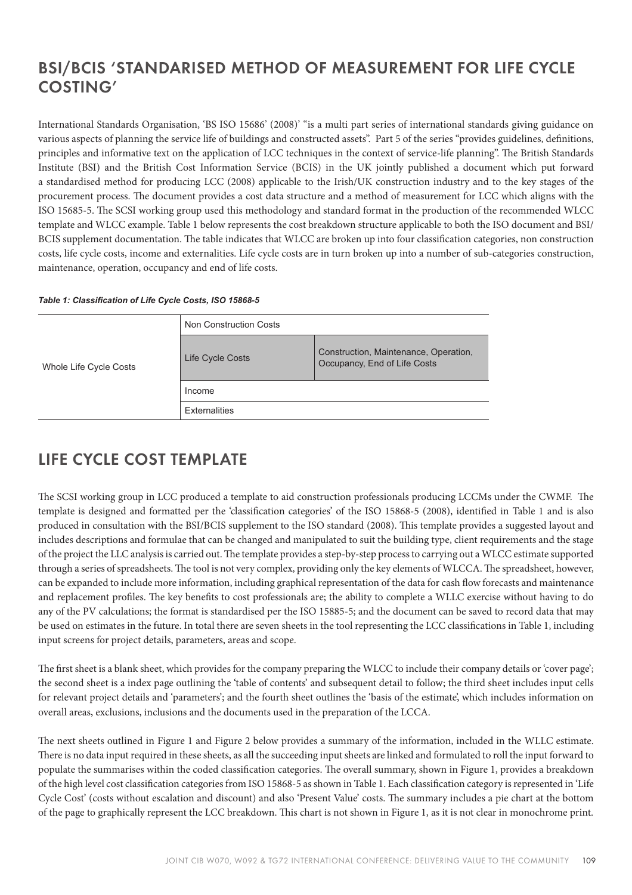## BSI/BCIS 'STANDARISED METHOD OF MEASUREMENT FOR LIFE CYCLE COSTING'

International Standards Organisation, 'BS ISO 15686' (2008)' "is a multi part series of international standards giving guidance on various aspects of planning the service life of buildings and constructed assets". Part 5 of the series "provides guidelines, definitions, principles and informative text on the application of LCC techniques in the context of service-life planning". The British Standards Institute (BSI) and the British Cost Information Service (BCIS) in the UK jointly published a document which put forward a standardised method for producing LCC (2008) applicable to the Irish/UK construction industry and to the key stages of the procurement process. The document provides a cost data structure and a method of measurement for LCC which aligns with the ISO 15685-5. The SCSI working group used this methodology and standard format in the production of the recommended WLCC template and WLCC example. Table 1 below represents the cost breakdown structure applicable to both the ISO document and BSI/ BCIS supplement documentation. The table indicates that WLCC are broken up into four classification categories, non construction costs, life cycle costs, income and externalities. Life cycle costs are in turn broken up into a number of sub-categories construction, maintenance, operation, occupancy and end of life costs.

***Table 1: Classification of Life Cycle Costs, ISO 15868-5***

| | | |
|---|---|---|
| Whole Life Cycle Costs | Non Construction Costs | |
| | Life Cycle Costs | Construction, Maintenance, Operation, Occupancy, End of Life Costs |
| | Income | |
| | Externalities | |

## LIFE CYCLE COST TEMPLATE

The SCSI working group in LCC produced a template to aid construction professionals producing LCCMs under the CWMF. The template is designed and formatted per the 'classification categories' of the ISO 15868-5 (2008), identified in Table 1 and is also produced in consultation with the BSI/BCIS supplement to the ISO standard (2008). This template provides a suggested layout and includes descriptions and formulae that can be changed and manipulated to suit the building type, client requirements and the stage of the project the LLC analysis is carried out. The template provides a step-by-step process to carrying out a WLCC estimate supported through a series of spreadsheets. The tool is not very complex, providing only the key elements of WLCCA. The spreadsheet, however, can be expanded to include more information, including graphical representation of the data for cash flow forecasts and maintenance and replacement profiles. The key benefits to cost professionals are; the ability to complete a WLLC exercise without having to do any of the PV calculations; the format is standardised per the ISO 15885-5; and the document can be saved to record data that may be used on estimates in the future. In total there are seven sheets in the tool representing the LCC classifications in Table 1, including input screens for project details, parameters, areas and scope.

The first sheet is a blank sheet, which provides for the company preparing the WLCC to include their company details or 'cover page'; the second sheet is a index page outlining the 'table of contents' and subsequent detail to follow; the third sheet includes input cells for relevant project details and 'parameters'; and the fourth sheet outlines the 'basis of the estimate', which includes information on overall areas, exclusions, inclusions and the documents used in the preparation of the LCCA.

The next sheets outlined in Figure 1 and Figure 2 below provides a summary of the information, included in the WLLC estimate. There is no data input required in these sheets, as all the succeeding input sheets are linked and formulated to roll the input forward to populate the summarises within the coded classification categories. The overall summary, shown in Figure 1, provides a breakdown of the high level cost classification categories from ISO 15868-5 as shown in Table 1. Each classification category is represented in 'Life Cycle Cost' (costs without escalation and discount) and also 'Present Value' costs. The summary includes a pie chart at the bottom of the page to graphically represent the LCC breakdown. This chart is not shown in Figure 1, as it is not clear in monochrome print.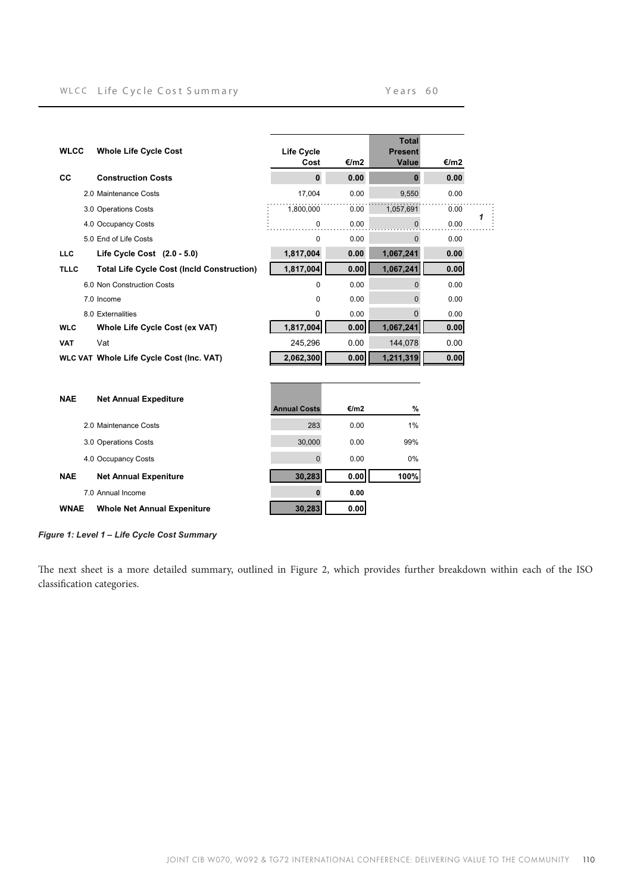WLCC Life Cycle Cost Summary Years 60

| WLCC | Whole Life Cycle Cost | Life Cycle Cost | €/m2 | Total Present Value | €/m2 |
|---|---|---|---|---|---|
| **CC** | **Construction Costs** | **0** | **0.00** | **0** | **0.00** |
| | 2.0 Maintenance Costs | 17,004 | 0.00 | 9,550 | 0.00 |
| | 3.0 Operations Costs | 1,800,000 | 0.00 | 1,057,691 | 0.00 |
| | 4.0 Occupancy Costs | 0 | 0.00 | 0 | 0.00 |
| | 5.0 End of Life Costs | 0 | 0.00 | 0 | 0.00 |
| **LLC** | **Life Cycle Cost (2.0 - 5.0)** | **1,817,004** | **0.00** | **1,067,241** | **0.00** |
| **TLLC** | **Total Life Cycle Cost (Incld Construction)** | **1,817,004** | **0.00** | **1,067,241** | **0.00** |
| | 6.0 Non Construction Costs | 0 | 0.00 | 0 | 0.00 |
| | 7.0 Income | 0 | 0.00 | 0 | 0.00 |
| | 8.0 Externalities | 0 | 0.00 | 0 | 0.00 |
| **WLC** | **Whole Life Cycle Cost (ex VAT)** | **1,817,004** | **0.00** | **1,067,241** | **0.00** |
| **VAT** | Vat | 245,296 | 0.00 | 144,078 | 0.00 |
| **WLC VAT** | **Whole Life Cycle Cost (Inc. VAT)** | **2,062,300** | **0.00** | **1,211,319** | **0.00** |

1

| NAE | Net Annual Expediture | Annual Costs | €/m2 | % |
|---|---|---|---|---|
| | 2.0 Maintenance Costs | 283 | 0.00 | 1% |
| | 3.0 Operations Costs | 30,000 | 0.00 | 99% |
| | 4.0 Occupancy Costs | 0 | 0.00 | 0% |
| **NAE** | **Net Annual Expeniture** | **30,283** | **0.00** | **100%** |
| | 7.0 Annual Income | **0** | **0.00** | |
| **WNAE** | **Whole Net Annual Expeniture** | **30,283** | **0.00** | |

***Figure 1: Level 1 – Life Cycle Cost Summary***

The next sheet is a more detailed summary, outlined in Figure 2, which provides further breakdown within each of the ISO classification categories.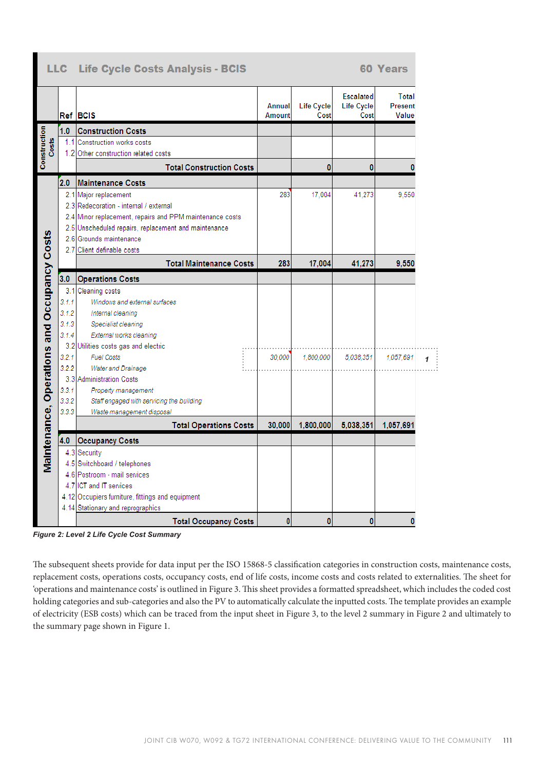| LLC | Life Cycle Costs Analysis - BCIS | | | | 60 Years |
|---|---|---|---|---|---|
| Ref | BCIS | Annual Amount | Life Cycle Cost | Escalated Life Cycle Cost | Total Present Value |
| **1.0** | **Construction Costs** | | | | |
| 1.1 | Construction works costs | | | | |
| 1.2 | Other construction related costs | | | | |
| | **Total Construction Costs** | | **0** | **0** | **0** |
| **2.0** | **Maintenance Costs** | | | | |
| 2.1 | Major replacement | 283 | 17,004 | 41,273 | 9,550 |
| 2.3 | Redecoration - internal / external | | | | |
| 2.4 | Minor replacement, repairs and PPM maintenance costs | | | | |
| 2.5 | Unscheduled repairs, replacement and maintenance | | | | |
| 2.6 | Grounds maintenance | | | | |
| 2.7 | Client definable costs | | | | |
| | **Total Maintenance Costs** | **283** | **17,004** | **41,273** | **9,550** |
| **3.0** | **Operations Costs** | | | | |
| 3.1 | Cleaning costs | | | | |
| *3.1.1* | *Windows and external surfaces* | | | | |
| *3.1.2* | *Internal cleaning* | | | | |
| *3.1.3* | *Specialist cleaning* | | | | |
| *3.1.4* | *External works cleaning* | | | | |
| 3.2 | Utilities costs gas and electric | | | | |
| *3.2.1* | *Fuel Costs* | *30,000* | *1,800,000* | *5,038,351* | *1,057,691* **1** |
| *3.2.2* | *Water and Drainage* | | | | |
| 3.3 | Administration Costs | | | | |
| *3.3.1* | *Property management* | | | | |
| *3.3.2* | *Staff engaged with servicing the building* | | | | |
| *3.3.3* | *Waste management disposal* | | | | |
| | **Total Operations Costs** | **30,000** | **1,800,000** | **5,038,351** | **1,057,691** |
| **4.0** | **Occupancy Costs** | | | | |
| 4.3 | Security | | | | |
| 4.5 | Switchboard / telephones | | | | |
| 4.6 | Postroom - mail services | | | | |
| 4.7 | ICT and IT services | | | | |
| 4.12 | Occupiers furniture, fittings and equipment | | | | |
| 4.14 | Stationary and reprographics | | | | |
| | **Total Occupancy Costs** | **0** | **0** | **0** | **0** |

*Figure 2: Level 2 Life Cycle Cost Summary*

The subsequent sheets provide for data input per the ISO 15868-5 classification categories in construction costs, maintenance costs, replacement costs, operations costs, occupancy costs, end of life costs, income costs and costs related to externalities. The sheet for 'operations and maintenance costs' is outlined in Figure 3. This sheet provides a formatted spreadsheet, which includes the coded cost holding categories and sub-categories and also the PV to automatically calculate the inputted costs. The template provides an example of electricity (ESB costs) which can be traced from the input sheet in Figure 3, to the level 2 summary in Figure 2 and ultimately to the summary page shown in Figure 1.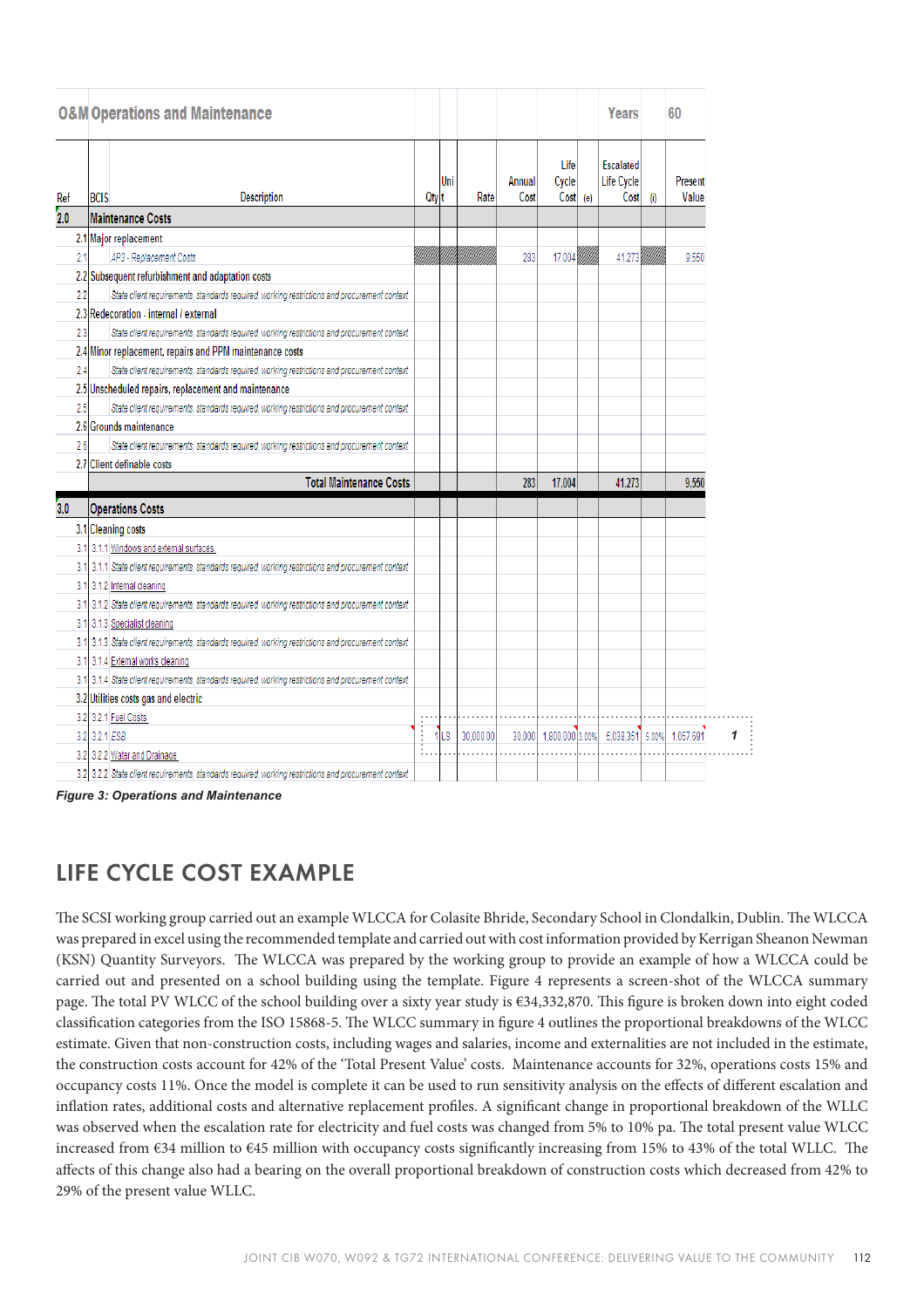| O&M Operations and Maintenance | | | | | | | | | Years | | 60 |
|---|---|---|---|---|---|---|---|---|---|---|---|
| Ref | BCIS | Description | Qty | Unit | Rate | Annual Cost | Life Cycle Cost | (e) | Escalated Life Cycle Cost | (i) | Present Value |
| 2.0 | Maintenance Costs | | | | | | | | | | |
| 2.1 | Major replacement | | | | | | | | | | |
| 2.1 | | *AP3 - Replacement Costs* | | | | 283 | 17,004 | | 41,273 | | 9,550 |
| 2.2 | Subsequent refurbishment and adaptation costs | | | | | | | | | | |
| 2.2 | | *State client requirements, standards required, working restrictions and procurement context* | | | | | | | | | |
| 2.3 | Redecoration - internal / external | | | | | | | | | | |
| 2.3 | | *State client requirements, standards required, working restrictions and procurement context* | | | | | | | | | |
| 2.4 | Minor replacement, repairs and PPM maintenance costs | | | | | | | | | | |
| 2.4 | | *State client requirements, standards required, working restrictions and procurement context* | | | | | | | | | |
| 2.5 | Unscheduled repairs, replacement and maintenance | | | | | | | | | | |
| 2.5 | | *State client requirements, standards required, working restrictions and procurement context* | | | | | | | | | |
| 2.6 | Grounds maintenance | | | | | | | | | | |
| 2.6 | | *State client requirements, standards required, working restrictions and procurement context* | | | | | | | | | |
| 2.7 | Client definable costs | | | | | | | | | | |
| | | **Total Maintenance Costs** | | | | 283 | 17,004 | | 41,273 | | 9,550 |
| 3.0 | Operations Costs | | | | | | | | | | |
| 3.1 | Cleaning costs | | | | | | | | | | |
| 3.1 | 3.1.1 | Windows and external surfaces | | | | | | | | | |
| 3.1 | 3.1.1 | *State client requirements, standards required, working restrictions and procurement context* | | | | | | | | | |
| 3.1 | 3.1.2 | Internal cleaning | | | | | | | | | |
| 3.1 | 3.1.2 | *State client requirements, standards required, working restrictions and procurement context* | | | | | | | | | |
| 3.1 | 3.1.3 | Specialist cleaning | | | | | | | | | |
| 3.1 | 3.1.3 | *State client requirements, standards required, working restrictions and procurement context* | | | | | | | | | |
| 3.1 | 3.1.4 | External works cleaning | | | | | | | | | |
| 3.1 | 3.1.4 | *State client requirements, standards required, working restrictions and procurement context* | | | | | | | | | |
| 3.2 | Utilities costs gas and electric | | | | | | | | | | |
| 3.2 | 3.2.1 | Fuel Costs | | | | | | | | | |
| 3.2 | 3.2.1 | *ESB* | 1 | LS | 30,000.00 | 30,000 | 1,800,000 | 3.00% | 5,038,351 | 5.00% | 1,057,691 |
| 3.2 | 3.2.2 | Water and Drainage | | | | | | | | | |
| 3.2 | 3.2.2 | *State client requirements, standards required, working restrictions and procurement context* | | | | | | | | | |

***Figure 3: Operations and Maintenance***

## LIFE CYCLE COST EXAMPLE

The SCSI working group carried out an example WLCCA for Colasite Bhride, Secondary School in Clondalkin, Dublin. The WLCCA was prepared in excel using the recommended template and carried out with cost information provided by Kerrigan Sheanon Newman (KSN) Quantity Surveyors. The WLCCA was prepared by the working group to provide an example of how a WLCCA could be carried out and presented on a school building using the template. Figure 4 represents a screen-shot of the WLCCA summary page. The total PV WLCC of the school building over a sixty year study is €34,332,870. This figure is broken down into eight coded classification categories from the ISO 15868-5. The WLCC summary in figure 4 outlines the proportional breakdowns of the WLCC estimate. Given that non-construction costs, including wages and salaries, income and externalities are not included in the estimate, the construction costs account for 42% of the 'Total Present Value' costs. Maintenance accounts for 32%, operations costs 15% and occupancy costs 11%. Once the model is complete it can be used to run sensitivity analysis on the effects of different escalation and inflation rates, additional costs and alternative replacement profiles. A significant change in proportional breakdown of the WLLC was observed when the escalation rate for electricity and fuel costs was changed from 5% to 10% pa. The total present value WLCC increased from €34 million to €45 million with occupancy costs significantly increasing from 15% to 43% of the total WLLC. The affects of this change also had a bearing on the overall proportional breakdown of construction costs which decreased from 42% to 29% of the present value WLLC.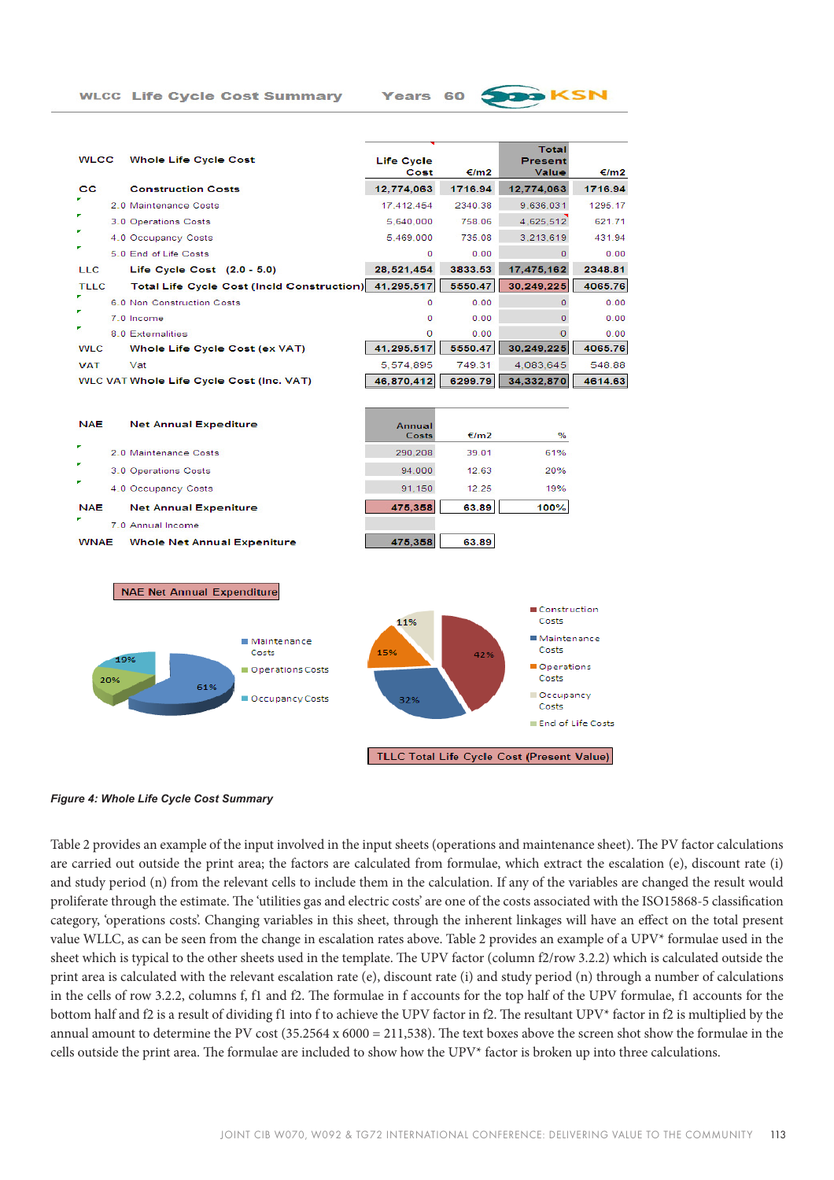**WLCC Life Cycle Cost Summary** Years 60 KSN

| WLCC | Whole Life Cycle Cost | Life Cycle Cost | €/m2 | Total Present Value | €/m2 |
|---|---|---|---|---|---|
| CC | Construction Costs | 12,774,063 | 1716.94 | 12,774,063 | 1716.94 |
| | 2.0 Maintenance Costs | 17,412,454 | 2340.38 | 9,636,031 | 1295.17 |
| | 3.0 Operations Costs | 5,640,000 | 758.06 | 4,625,512 | 621.71 |
| | 4.0 Occupancy Costs | 5,469,000 | 735.08 | 3,213,619 | 431.94 |
| | 5.0 End of Life Costs | 0 | 0.00 | 0 | 0.00 |
| LLC | Life Cycle Cost (2.0 - 5.0) | 28,521,454 | 3833.53 | 17,475,162 | 2348.81 |
| TLLC | Total Life Cycle Cost (Incld Construction) | 41,295,517 | 5550.47 | 30,249,225 | 4065.76 |
| | 6.0 Non Construction Costs | 0 | 0.00 | 0 | 0.00 |
| | 7.0 Income | 0 | 0.00 | 0 | 0.00 |
| | 8.0 Externalities | 0 | 0.00 | 0 | 0.00 |
| WLC | Whole Life Cycle Cost (ex VAT) | 41,295,517 | 5550.47 | 30,249,225 | 4065.76 |
| VAT | Vat | 5,574,895 | 749.31 | 4,083,645 | 548.88 |
| WLC VAT | Whole Life Cycle Cost (Inc. VAT) | 46,870,412 | 6299.79 | 34,332,870 | 4614.63 |

| NAE | Net Annual Expediture | Annual Costs | €/m2 | % |
|---|---|---|---|---|
| | 2.0 Maintenance Costs | 290,208 | 39.01 | 61% |
| | 3.0 Operations Costs | 94,000 | 12.63 | 20% |
| | 4.0 Occupancy Costs | 91,150 | 12.25 | 19% |
| NAE | Net Annual Expeniture | 475,358 | 63.89 | 100% |
| | 7.0 Annual Income | | | |
| WNAE | Whole Net Annual Expeniture | 475,358 | 63.89 | |

NAE Net Annual Expenditure: Maintenance Costs 61%; Operations Costs 20%; Occupancy Costs 19%

TLLC Total Life Cycle Cost (Present Value): Construction Costs 42%; Maintenance Costs 32%; Operations Costs 15%; Occupancy Costs 11%; End of Life Costs

*Figure 4: Whole Life Cycle Cost Summary*

Table 2 provides an example of the input involved in the input sheets (operations and maintenance sheet). The PV factor calculations are carried out outside the print area; the factors are calculated from formulae, which extract the escalation (e), discount rate (i) and study period (n) from the relevant cells to include them in the calculation. If any of the variables are changed the result would proliferate through the estimate. The 'utilities gas and electric costs' are one of the costs associated with the ISO15868-5 classification category, 'operations costs'. Changing variables in this sheet, through the inherent linkages will have an effect on the total present value WLLC, as can be seen from the change in escalation rates above. Table 2 provides an example of a UPV* formulae used in the sheet which is typical to the other sheets used in the template. The UPV factor (column f2/row 3.2.2) which is calculated outside the print area is calculated with the relevant escalation rate (e), discount rate (i) and study period (n) through a number of calculations in the cells of row 3.2.2, columns f, f1 and f2. The formulae in f accounts for the top half of the UPV formulae, f1 accounts for the bottom half and f2 is a result of dividing f1 into f to achieve the UPV factor in f2. The resultant UPV* factor in f2 is multiplied by the annual amount to determine the PV cost (35.2564 x 6000 = 211,538). The text boxes above the screen shot show the formulae in the cells outside the print area. The formulae are included to show how the UPV* factor is broken up into three calculations.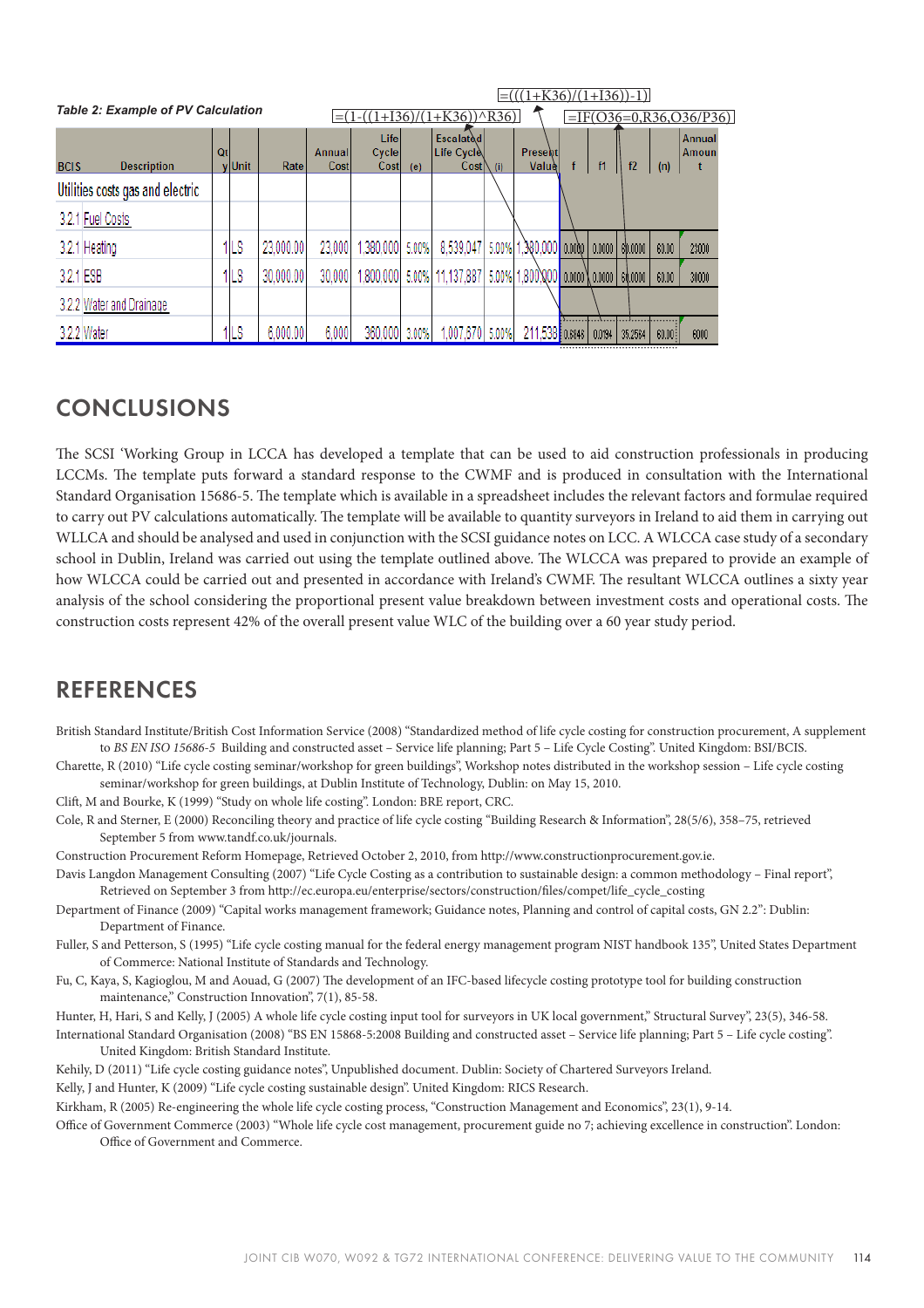**Table 2: Example of PV Calculation**

=(((1+K36)/(1+I36))-1)

=(1-((1+I36)/(1+K36))^R36)

=IF(O36=0,R36,O36/P36)

| BCIS | Description | Qty | Unit | Rate | Annual Cost | Life Cycle Cost | (e) | Escalated Life Cycle Cost | (i) | Present Value | f | f1 | f2 | (n) | Annual Amount |
|---|---|---|---|---|---|---|---|---|---|---|---|---|---|---|---|
| | Utilities costs gas and electric | | | | | | | | | | | | | | |
| 3.2.1 | Fuel Costs | | | | | | | | | | | | | | |
| 3.2.1 | Heating | 1 | LS | 23,000.00 | 23,000 | 1,380,000 | 5.00% | 8,539,047 | 5.00% | 1,380,000 | 0.0000 | 0.0000 | 60.0000 | 60.00 | 23000 |
| 3.2.1 | ESB | 1 | LS | 30,000.00 | 30,000 | 1,800,000 | 5.00% | 11,137,887 | 5.00% | 1,800,000 | 0.0000 | 0.0000 | 60.0000 | 60.00 | 30000 |
| 3.2.2 | Water and Drainage | | | | | | | | | | | | | | |
| 3.2.2 | Water | 1 | LS | 6,000.00 | 6,000 | 360,000 | 3.00% | 1,007,670 | 5.00% | 211,538 | 0.6848 | 0.0194 | 35.2564 | 60.00 | 6000 |

## CONCLUSIONS

The SCSI 'Working Group in LCCA has developed a template that can be used to aid construction professionals in producing LCCMs. The template puts forward a standard response to the CWMF and is produced in consultation with the International Standard Organisation 15686-5. The template which is available in a spreadsheet includes the relevant factors and formulae required to carry out PV calculations automatically. The template will be available to quantity surveyors in Ireland to aid them in carrying out WLLCA and should be analysed and used in conjunction with the SCSI guidance notes on LCC. A WLCCA case study of a secondary school in Dublin, Ireland was carried out using the template outlined above. The WLCCA was prepared to provide an example of how WLCCA could be carried out and presented in accordance with Ireland's CWMF. The resultant WLCCA outlines a sixty year analysis of the school considering the proportional present value breakdown between investment costs and operational costs. The construction costs represent 42% of the overall present value WLC of the building over a 60 year study period.

## REFERENCES

British Standard Institute/British Cost Information Service (2008) "Standardized method of life cycle costing for construction procurement, A supplement to *BS EN ISO 15686-5* Building and constructed asset – Service life planning; Part 5 – Life Cycle Costing". United Kingdom: BSI/BCIS.

Charette, R (2010) "Life cycle costing seminar/workshop for green buildings", Workshop notes distributed in the workshop session – Life cycle costing seminar/workshop for green buildings, at Dublin Institute of Technology, Dublin: on May 15, 2010.

Clift, M and Bourke, K (1999) "Study on whole life costing". London: BRE report, CRC.

Cole, R and Sterner, E (2000) Reconciling theory and practice of life cycle costing "Building Research & Information", 28(5/6), 358–75, retrieved September 5 from www.tandf.co.uk/journals.

Construction Procurement Reform Homepage, Retrieved October 2, 2010, from http://www.constructionprocurement.gov.ie.

Davis Langdon Management Consulting (2007) "Life Cycle Costing as a contribution to sustainable design: a common methodology – Final report", Retrieved on September 3 from http://ec.europa.eu/enterprise/sectors/construction/files/compet/life_cycle_costing

Department of Finance (2009) "Capital works management framework; Guidance notes, Planning and control of capital costs, GN 2.2": Dublin: Department of Finance.

Fuller, S and Petterson, S (1995) "Life cycle costing manual for the federal energy management program NIST handbook 135", United States Department of Commerce: National Institute of Standards and Technology.

Fu, C, Kaya, S, Kagioglou, M and Aouad, G (2007) The development of an IFC-based lifecycle costing prototype tool for building construction maintenance," Construction Innovation", 7(1), 85-58.

Hunter, H, Hari, S and Kelly, J (2005) A whole life cycle costing input tool for surveyors in UK local government," Structural Survey", 23(5), 346-58.

International Standard Organisation (2008) "BS EN 15868-5:2008 Building and constructed asset – Service life planning; Part 5 – Life cycle costing". United Kingdom: British Standard Institute.

Kehily, D (2011) "Life cycle costing guidance notes", Unpublished document. Dublin: Society of Chartered Surveyors Ireland.

Kelly, J and Hunter, K (2009) "Life cycle costing sustainable design". United Kingdom: RICS Research.

Kirkham, R (2005) Re-engineering the whole life cycle costing process, "Construction Management and Economics", 23(1), 9-14.

Office of Government Commerce (2003) "Whole life cycle cost management, procurement guide no 7; achieving excellence in construction". London: Office of Government and Commerce.